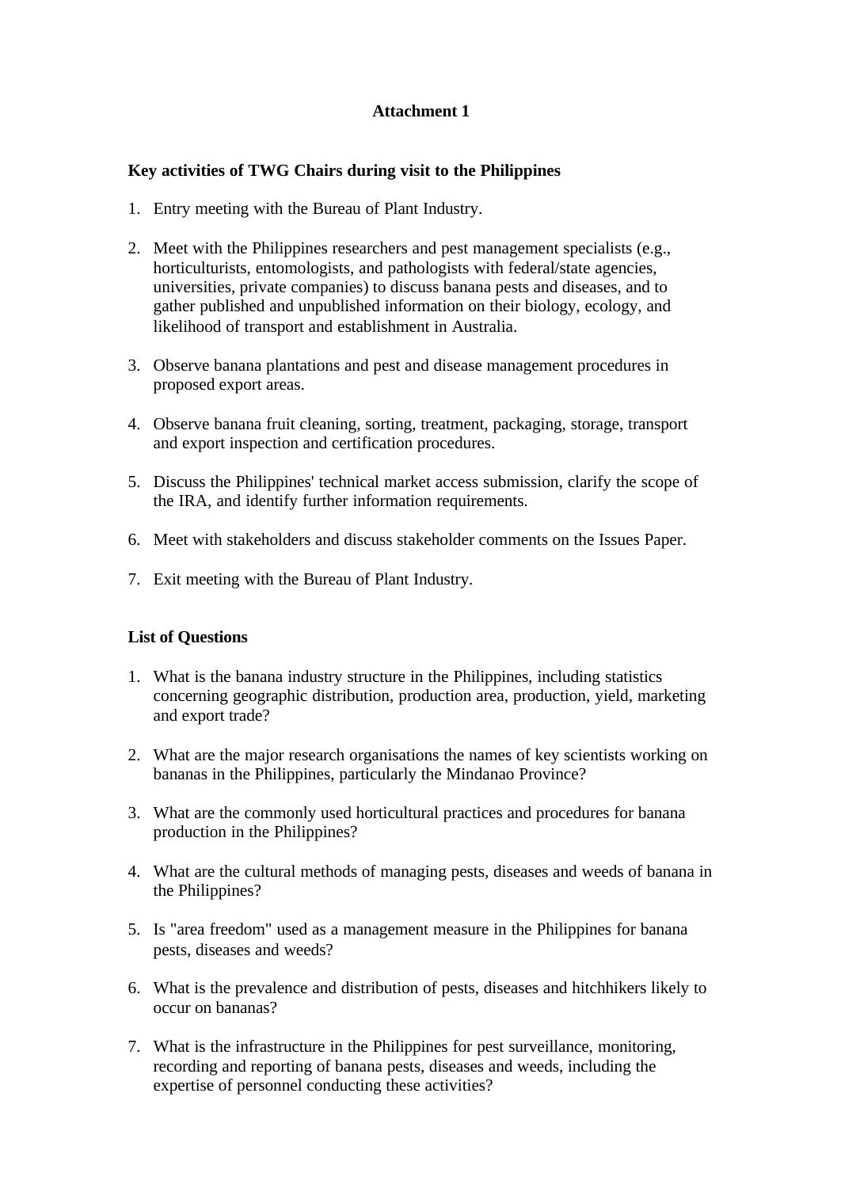# Attachment 1

## Key activities of TWG Chairs during visit to the Philippines

1. Entry meeting with the Bureau of Plant Industry.
2. Meet with the Philippines researchers and pest management specialists (e.g., horticulturists, entomologists, and pathologists with federal/state agencies, universities, private companies) to discuss banana pests and diseases, and to gather published and unpublished information on their biology, ecology, and likelihood of transport and establishment in Australia.
3. Observe banana plantations and pest and disease management procedures in proposed export areas.
4. Observe banana fruit cleaning, sorting, treatment, packaging, storage, transport and export inspection and certification procedures.
5. Discuss the Philippines' technical market access submission, clarify the scope of the IRA, and identify further information requirements.
6. Meet with stakeholders and discuss stakeholder comments on the Issues Paper.
7. Exit meeting with the Bureau of Plant Industry.

## List of Questions

1. What is the banana industry structure in the Philippines, including statistics concerning geographic distribution, production area, production, yield, marketing and export trade?
2. What are the major research organisations the names of key scientists working on bananas in the Philippines, particularly the Mindanao Province?
3. What are the commonly used horticultural practices and procedures for banana production in the Philippines?
4. What are the cultural methods of managing pests, diseases and weeds of banana in the Philippines?
5. Is "area freedom" used as a management measure in the Philippines for banana pests, diseases and weeds?
6. What is the prevalence and distribution of pests, diseases and hitchhikers likely to occur on bananas?
7. What is the infrastructure in the Philippines for pest surveillance, monitoring, recording and reporting of banana pests, diseases and weeds, including the expertise of personnel conducting these activities?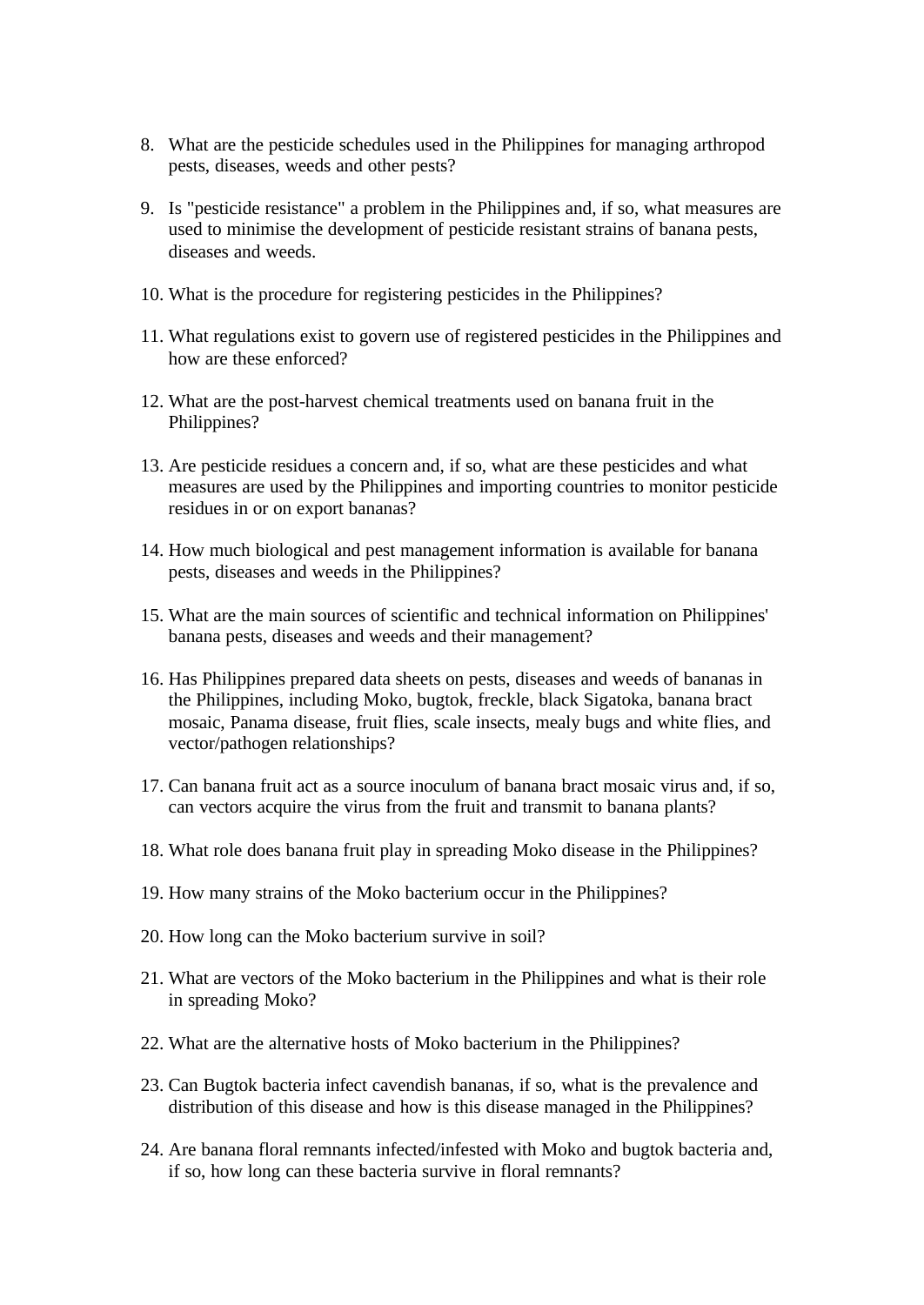8. What are the pesticide schedules used in the Philippines for managing arthropod pests, diseases, weeds and other pests?

9. Is "pesticide resistance" a problem in the Philippines and, if so, what measures are used to minimise the development of pesticide resistant strains of banana pests, diseases and weeds.

10. What is the procedure for registering pesticides in the Philippines?

11. What regulations exist to govern use of registered pesticides in the Philippines and how are these enforced?

12. What are the post-harvest chemical treatments used on banana fruit in the Philippines?

13. Are pesticide residues a concern and, if so, what are these pesticides and what measures are used by the Philippines and importing countries to monitor pesticide residues in or on export bananas?

14. How much biological and pest management information is available for banana pests, diseases and weeds in the Philippines?

15. What are the main sources of scientific and technical information on Philippines' banana pests, diseases and weeds and their management?

16. Has Philippines prepared data sheets on pests, diseases and weeds of bananas in the Philippines, including Moko, bugtok, freckle, black Sigatoka, banana bract mosaic, Panama disease, fruit flies, scale insects, mealy bugs and white flies, and vector/pathogen relationships?

17. Can banana fruit act as a source inoculum of banana bract mosaic virus and, if so, can vectors acquire the virus from the fruit and transmit to banana plants?

18. What role does banana fruit play in spreading Moko disease in the Philippines?

19. How many strains of the Moko bacterium occur in the Philippines?

20. How long can the Moko bacterium survive in soil?

21. What are vectors of the Moko bacterium in the Philippines and what is their role in spreading Moko?

22. What are the alternative hosts of Moko bacterium in the Philippines?

23. Can Bugtok bacteria infect cavendish bananas, if so, what is the prevalence and distribution of this disease and how is this disease managed in the Philippines?

24. Are banana floral remnants infected/infested with Moko and bugtok bacteria and, if so, how long can these bacteria survive in floral remnants?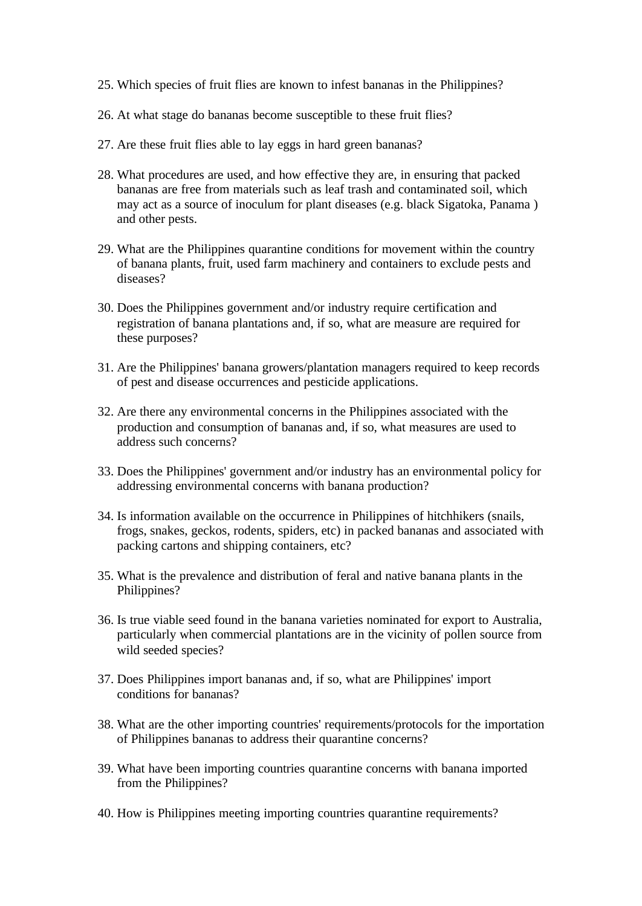25. Which species of fruit flies are known to infest bananas in the Philippines?

26. At what stage do bananas become susceptible to these fruit flies?

27. Are these fruit flies able to lay eggs in hard green bananas?

28. What procedures are used, and how effective they are, in ensuring that packed bananas are free from materials such as leaf trash and contaminated soil, which may act as a source of inoculum for plant diseases (e.g. black Sigatoka, Panama ) and other pests.

29. What are the Philippines quarantine conditions for movement within the country of banana plants, fruit, used farm machinery and containers to exclude pests and diseases?

30. Does the Philippines government and/or industry require certification and registration of banana plantations and, if so, what are measure are required for these purposes?

31. Are the Philippines' banana growers/plantation managers required to keep records of pest and disease occurrences and pesticide applications.

32. Are there any environmental concerns in the Philippines associated with the production and consumption of bananas and, if so, what measures are used to address such concerns?

33. Does the Philippines' government and/or industry has an environmental policy for addressing environmental concerns with banana production?

34. Is information available on the occurrence in Philippines of hitchhikers (snails, frogs, snakes, geckos, rodents, spiders, etc) in packed bananas and associated with packing cartons and shipping containers, etc?

35. What is the prevalence and distribution of feral and native banana plants in the Philippines?

36. Is true viable seed found in the banana varieties nominated for export to Australia, particularly when commercial plantations are in the vicinity of pollen source from wild seeded species?

37. Does Philippines import bananas and, if so, what are Philippines' import conditions for bananas?

38. What are the other importing countries' requirements/protocols for the importation of Philippines bananas to address their quarantine concerns?

39. What have been importing countries quarantine concerns with banana imported from the Philippines?

40. How is Philippines meeting importing countries quarantine requirements?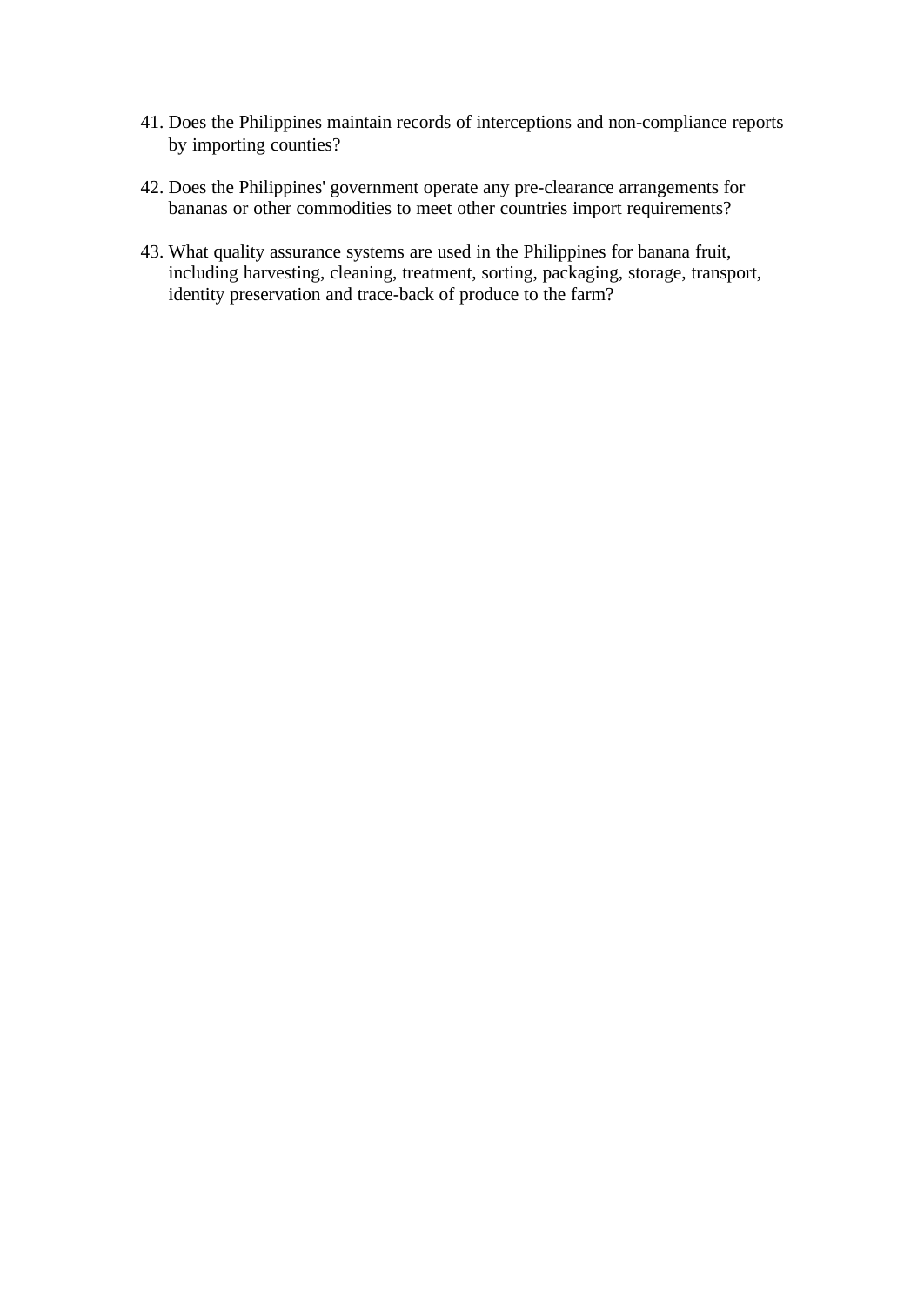41. Does the Philippines maintain records of interceptions and non-compliance reports by importing counties?

42. Does the Philippines' government operate any pre-clearance arrangements for bananas or other commodities to meet other countries import requirements?

43. What quality assurance systems are used in the Philippines for banana fruit, including harvesting, cleaning, treatment, sorting, packaging, storage, transport, identity preservation and trace-back of produce to the farm?